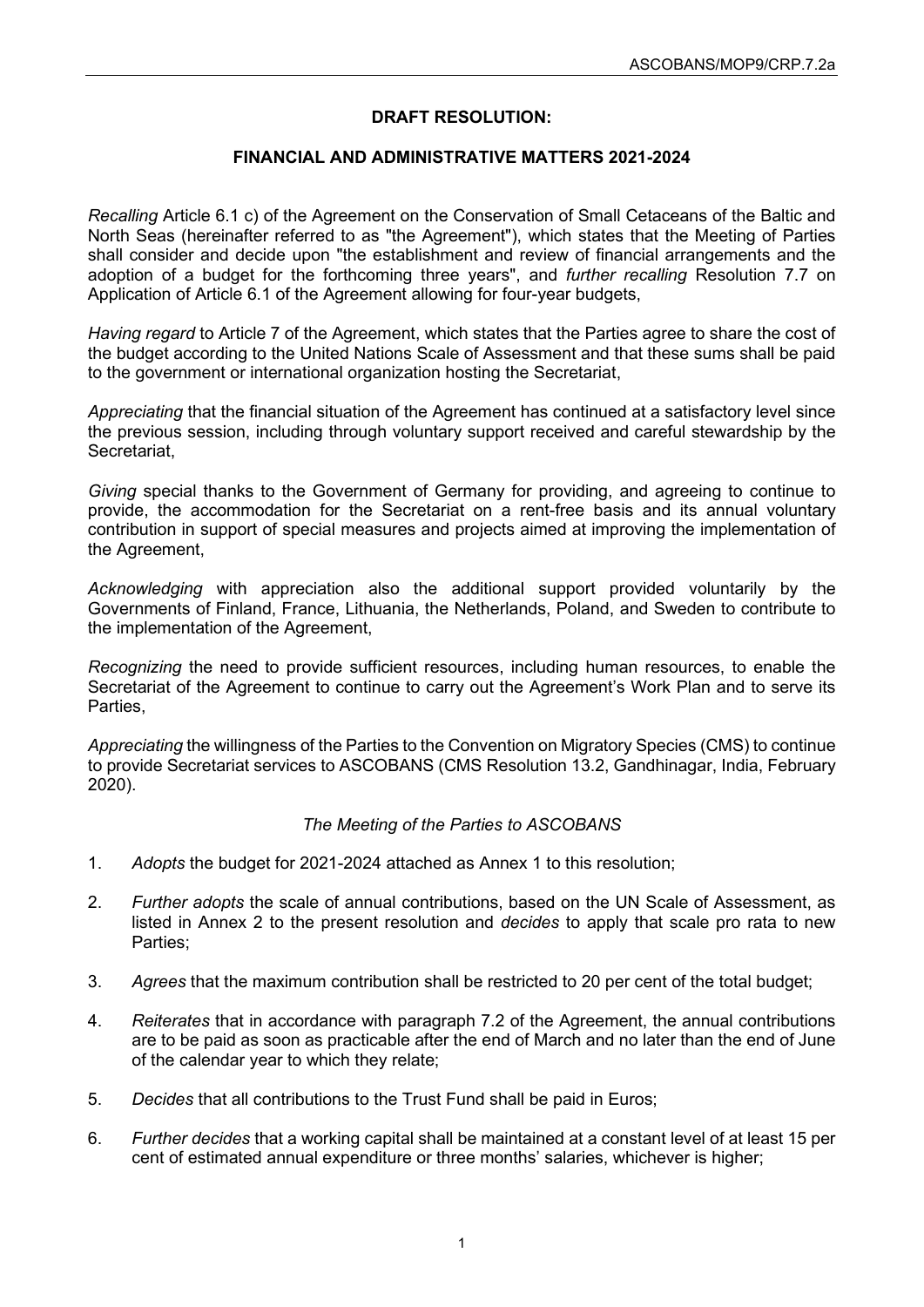**DRAFT RESOLUTION:**

**FINANCIAL AND ADMINISTRATIVE MATTERS 2021-2024**

*Recalling* Article 6.1 c) of the Agreement on the Conservation of Small Cetaceans of the Baltic and North Seas (hereinafter referred to as "the Agreement"), which states that the Meeting of Parties shall consider and decide upon "the establishment and review of financial arrangements and the adoption of a budget for the forthcoming three years", and *further recalling* Resolution 7.7 on Application of Article 6.1 of the Agreement allowing for four-year budgets,

*Having regard* to Article 7 of the Agreement, which states that the Parties agree to share the cost of the budget according to the United Nations Scale of Assessment and that these sums shall be paid to the government or international organization hosting the Secretariat,

*Appreciating* that the financial situation of the Agreement has continued at a satisfactory level since the previous session, including through voluntary support received and careful stewardship by the Secretariat,

*Giving* special thanks to the Government of Germany for providing, and agreeing to continue to provide, the accommodation for the Secretariat on a rent-free basis and its annual voluntary contribution in support of special measures and projects aimed at improving the implementation of the Agreement,

*Acknowledging* with appreciation also the additional support provided voluntarily by the Governments of Finland, France, Lithuania, the Netherlands, Poland, and Sweden to contribute to the implementation of the Agreement,

*Recognizing* the need to provide sufficient resources, including human resources, to enable the Secretariat of the Agreement to continue to carry out the Agreement's Work Plan and to serve its Parties,

*Appreciating* the willingness of the Parties to the Convention on Migratory Species (CMS) to continue to provide Secretariat services to ASCOBANS (CMS Resolution 13.2, Gandhinagar, India, February 2020).

*The Meeting of the Parties to ASCOBANS*

1. *Adopts* the budget for 2021-2024 attached as Annex 1 to this resolution;

2. *Further adopts* the scale of annual contributions, based on the UN Scale of Assessment, as listed in Annex 2 to the present resolution and *decides* to apply that scale pro rata to new Parties;

3. *Agrees* that the maximum contribution shall be restricted to 20 per cent of the total budget;

4. *Reiterates* that in accordance with paragraph 7.2 of the Agreement, the annual contributions are to be paid as soon as practicable after the end of March and no later than the end of June of the calendar year to which they relate;

5. *Decides* that all contributions to the Trust Fund shall be paid in Euros;

6. *Further decides* that a working capital shall be maintained at a constant level of at least 15 per cent of estimated annual expenditure or three months' salaries, whichever is higher;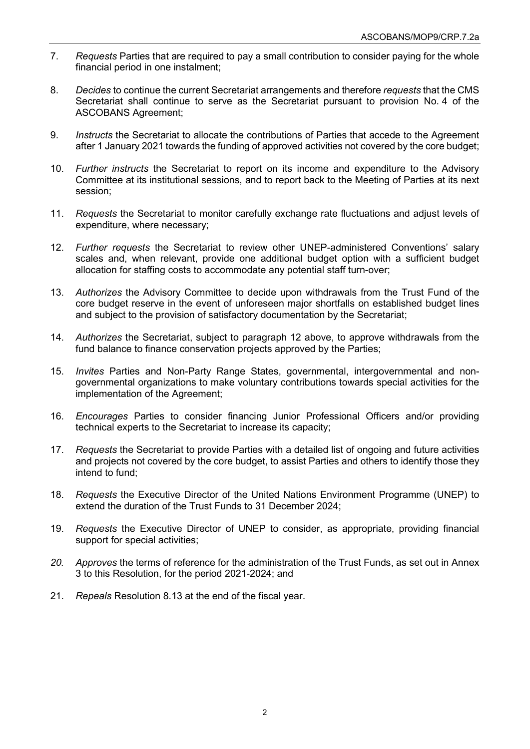7. *Requests* Parties that are required to pay a small contribution to consider paying for the whole financial period in one instalment;

8. *Decides* to continue the current Secretariat arrangements and therefore *requests* that the CMS Secretariat shall continue to serve as the Secretariat pursuant to provision No. 4 of the ASCOBANS Agreement;

9. *Instructs* the Secretariat to allocate the contributions of Parties that accede to the Agreement after 1 January 2021 towards the funding of approved activities not covered by the core budget;

10. *Further instructs* the Secretariat to report on its income and expenditure to the Advisory Committee at its institutional sessions, and to report back to the Meeting of Parties at its next session;

11. *Requests* the Secretariat to monitor carefully exchange rate fluctuations and adjust levels of expenditure, where necessary;

12. *Further requests* the Secretariat to review other UNEP-administered Conventions' salary scales and, when relevant, provide one additional budget option with a sufficient budget allocation for staffing costs to accommodate any potential staff turn-over;

13. *Authorizes* the Advisory Committee to decide upon withdrawals from the Trust Fund of the core budget reserve in the event of unforeseen major shortfalls on established budget lines and subject to the provision of satisfactory documentation by the Secretariat;

14. *Authorizes* the Secretariat, subject to paragraph 12 above, to approve withdrawals from the fund balance to finance conservation projects approved by the Parties;

15. *Invites* Parties and Non-Party Range States, governmental, intergovernmental and non-governmental organizations to make voluntary contributions towards special activities for the implementation of the Agreement;

16. *Encourages* Parties to consider financing Junior Professional Officers and/or providing technical experts to the Secretariat to increase its capacity;

17. *Requests* the Secretariat to provide Parties with a detailed list of ongoing and future activities and projects not covered by the core budget, to assist Parties and others to identify those they intend to fund;

18. *Requests* the Executive Director of the United Nations Environment Programme (UNEP) to extend the duration of the Trust Funds to 31 December 2024;

19. *Requests* the Executive Director of UNEP to consider, as appropriate, providing financial support for special activities;

20. *Approves* the terms of reference for the administration of the Trust Funds, as set out in Annex 3 to this Resolution, for the period 2021-2024; and

21. *Repeals* Resolution 8.13 at the end of the fiscal year.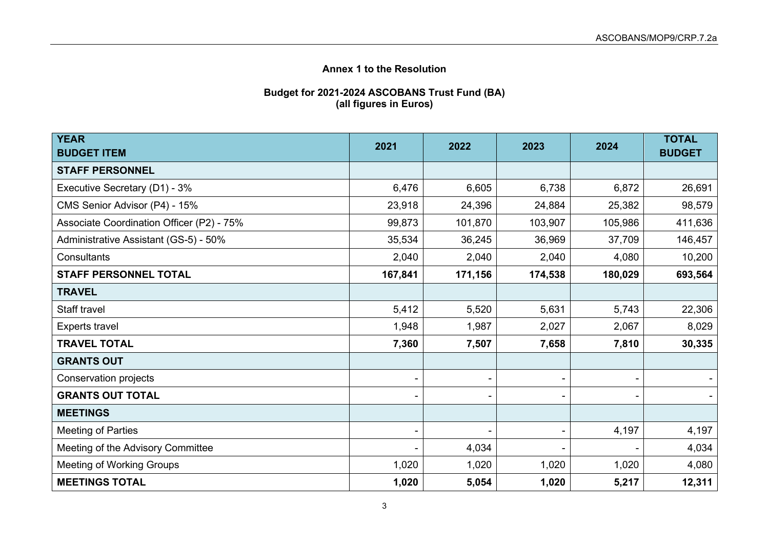**Annex 1 to the Resolution**

**Budget for 2021-2024 ASCOBANS Trust Fund (BA)**
**(all figures in Euros)**

| YEAR<br>BUDGET ITEM | 2021 | 2022 | 2023 | 2024 | TOTAL BUDGET |
|---|---|---|---|---|---|
| **STAFF PERSONNEL** | | | | | |
| Executive Secretary (D1) - 3% | 6,476 | 6,605 | 6,738 | 6,872 | 26,691 |
| CMS Senior Advisor (P4) - 15% | 23,918 | 24,396 | 24,884 | 25,382 | 98,579 |
| Associate Coordination Officer (P2) - 75% | 99,873 | 101,870 | 103,907 | 105,986 | 411,636 |
| Administrative Assistant (GS-5) - 50% | 35,534 | 36,245 | 36,969 | 37,709 | 146,457 |
| Consultants | 2,040 | 2,040 | 2,040 | 4,080 | 10,200 |
| **STAFF PERSONNEL TOTAL** | **167,841** | **171,156** | **174,538** | **180,029** | **693,564** |
| **TRAVEL** | | | | | |
| Staff travel | 5,412 | 5,520 | 5,631 | 5,743 | 22,306 |
| Experts travel | 1,948 | 1,987 | 2,027 | 2,067 | 8,029 |
| **TRAVEL TOTAL** | **7,360** | **7,507** | **7,658** | **7,810** | **30,335** |
| **GRANTS OUT** | | | | | |
| Conservation projects | - | - | - | - | - |
| **GRANTS OUT TOTAL** | - | - | - | - | - |
| **MEETINGS** | | | | | |
| Meeting of Parties | - | - | - | 4,197 | 4,197 |
| Meeting of the Advisory Committee | - | 4,034 | - | - | 4,034 |
| Meeting of Working Groups | 1,020 | 1,020 | 1,020 | 1,020 | 4,080 |
| **MEETINGS TOTAL** | **1,020** | **5,054** | **1,020** | **5,217** | **12,311** |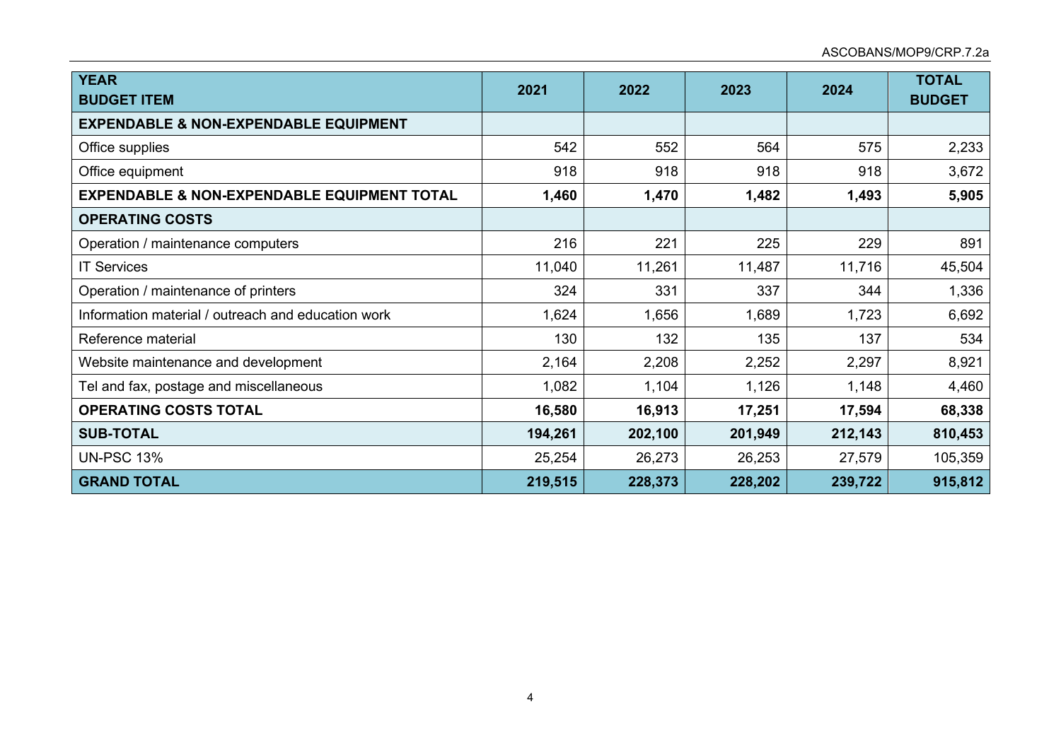| YEAR<br>BUDGET ITEM | 2021 | 2022 | 2023 | 2024 | TOTAL BUDGET |
|---|---|---|---|---|---|
| **EXPENDABLE & NON-EXPENDABLE EQUIPMENT** | | | | | |
| Office supplies | 542 | 552 | 564 | 575 | 2,233 |
| Office equipment | 918 | 918 | 918 | 918 | 3,672 |
| **EXPENDABLE & NON-EXPENDABLE EQUIPMENT TOTAL** | **1,460** | **1,470** | **1,482** | **1,493** | **5,905** |
| **OPERATING COSTS** | | | | | |
| Operation / maintenance computers | 216 | 221 | 225 | 229 | 891 |
| IT Services | 11,040 | 11,261 | 11,487 | 11,716 | 45,504 |
| Operation / maintenance of printers | 324 | 331 | 337 | 344 | 1,336 |
| Information material / outreach and education work | 1,624 | 1,656 | 1,689 | 1,723 | 6,692 |
| Reference material | 130 | 132 | 135 | 137 | 534 |
| Website maintenance and development | 2,164 | 2,208 | 2,252 | 2,297 | 8,921 |
| Tel and fax, postage and miscellaneous | 1,082 | 1,104 | 1,126 | 1,148 | 4,460 |
| **OPERATING COSTS TOTAL** | **16,580** | **16,913** | **17,251** | **17,594** | **68,338** |
| **SUB-TOTAL** | **194,261** | **202,100** | **201,949** | **212,143** | **810,453** |
| UN-PSC 13% | 25,254 | 26,273 | 26,253 | 27,579 | 105,359 |
| **GRAND TOTAL** | **219,515** | **228,373** | **228,202** | **239,722** | **915,812** |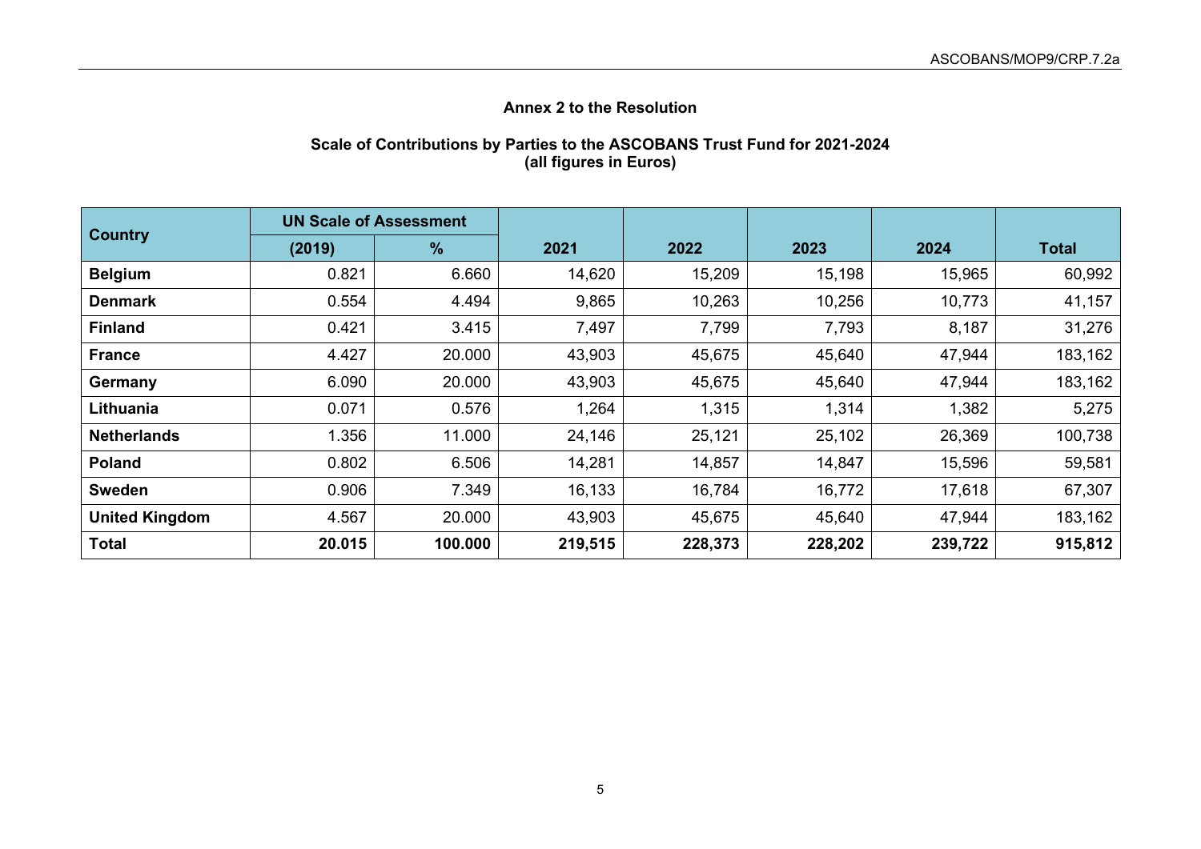### Annex 2 to the Resolution

**Scale of Contributions by Parties to the ASCOBANS Trust Fund for 2021-2024**
**(all figures in Euros)**

| Country | UN Scale of Assessment | | 2021 | 2022 | 2023 | 2024 | Total |
|---|---|---|---|---|---|---|---|
| | (2019) | % | | | | | |
| **Belgium** | 0.821 | 6.660 | 14,620 | 15,209 | 15,198 | 15,965 | 60,992 |
| **Denmark** | 0.554 | 4.494 | 9,865 | 10,263 | 10,256 | 10,773 | 41,157 |
| **Finland** | 0.421 | 3.415 | 7,497 | 7,799 | 7,793 | 8,187 | 31,276 |
| **France** | 4.427 | 20.000 | 43,903 | 45,675 | 45,640 | 47,944 | 183,162 |
| **Germany** | 6.090 | 20.000 | 43,903 | 45,675 | 45,640 | 47,944 | 183,162 |
| **Lithuania** | 0.071 | 0.576 | 1,264 | 1,315 | 1,314 | 1,382 | 5,275 |
| **Netherlands** | 1.356 | 11.000 | 24,146 | 25,121 | 25,102 | 26,369 | 100,738 |
| **Poland** | 0.802 | 6.506 | 14,281 | 14,857 | 14,847 | 15,596 | 59,581 |
| **Sweden** | 0.906 | 7.349 | 16,133 | 16,784 | 16,772 | 17,618 | 67,307 |
| **United Kingdom** | 4.567 | 20.000 | 43,903 | 45,675 | 45,640 | 47,944 | 183,162 |
| **Total** | **20.015** | **100.000** | **219,515** | **228,373** | **228,202** | **239,722** | **915,812** |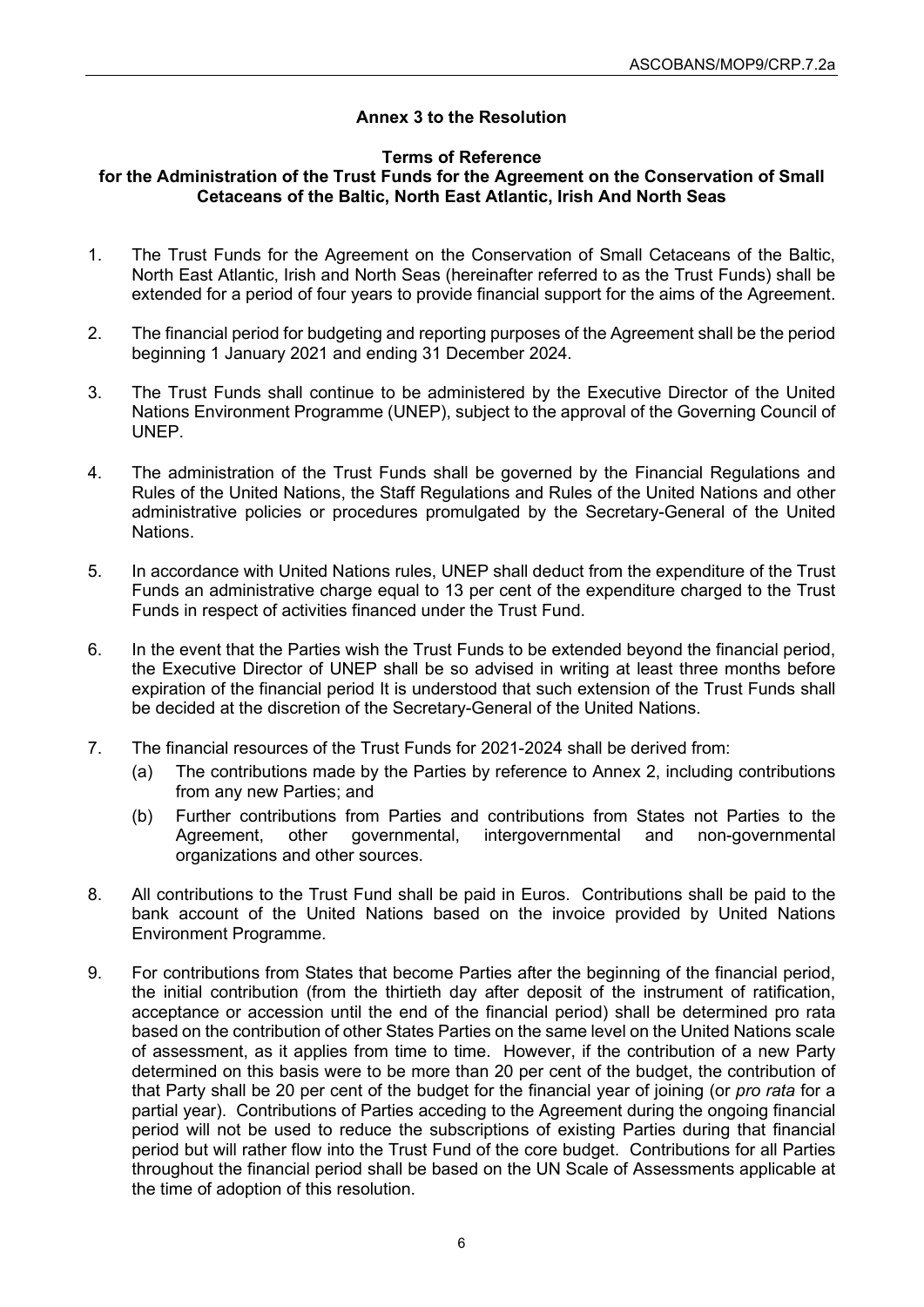**Annex 3 to the Resolution**

**Terms of Reference for the Administration of the Trust Funds for the Agreement on the Conservation of Small Cetaceans of the Baltic, North East Atlantic, Irish And North Seas**

1. The Trust Funds for the Agreement on the Conservation of Small Cetaceans of the Baltic, North East Atlantic, Irish and North Seas (hereinafter referred to as the Trust Funds) shall be extended for a period of four years to provide financial support for the aims of the Agreement.

2. The financial period for budgeting and reporting purposes of the Agreement shall be the period beginning 1 January 2021 and ending 31 December 2024.

3. The Trust Funds shall continue to be administered by the Executive Director of the United Nations Environment Programme (UNEP), subject to the approval of the Governing Council of UNEP.

4. The administration of the Trust Funds shall be governed by the Financial Regulations and Rules of the United Nations, the Staff Regulations and Rules of the United Nations and other administrative policies or procedures promulgated by the Secretary-General of the United Nations.

5. In accordance with United Nations rules, UNEP shall deduct from the expenditure of the Trust Funds an administrative charge equal to 13 per cent of the expenditure charged to the Trust Funds in respect of activities financed under the Trust Fund.

6. In the event that the Parties wish the Trust Funds to be extended beyond the financial period, the Executive Director of UNEP shall be so advised in writing at least three months before expiration of the financial period It is understood that such extension of the Trust Funds shall be decided at the discretion of the Secretary-General of the United Nations.

7. The financial resources of the Trust Funds for 2021-2024 shall be derived from:
   (a) The contributions made by the Parties by reference to Annex 2, including contributions from any new Parties; and
   (b) Further contributions from Parties and contributions from States not Parties to the Agreement, other governmental, intergovernmental and non-governmental organizations and other sources.

8. All contributions to the Trust Fund shall be paid in Euros. Contributions shall be paid to the bank account of the United Nations based on the invoice provided by United Nations Environment Programme.

9. For contributions from States that become Parties after the beginning of the financial period, the initial contribution (from the thirtieth day after deposit of the instrument of ratification, acceptance or accession until the end of the financial period) shall be determined pro rata based on the contribution of other States Parties on the same level on the United Nations scale of assessment, as it applies from time to time. However, if the contribution of a new Party determined on this basis were to be more than 20 per cent of the budget, the contribution of that Party shall be 20 per cent of the budget for the financial year of joining (or *pro rata* for a partial year). Contributions of Parties acceding to the Agreement during the ongoing financial period will not be used to reduce the subscriptions of existing Parties during that financial period but will rather flow into the Trust Fund of the core budget. Contributions for all Parties throughout the financial period shall be based on the UN Scale of Assessments applicable at the time of adoption of this resolution.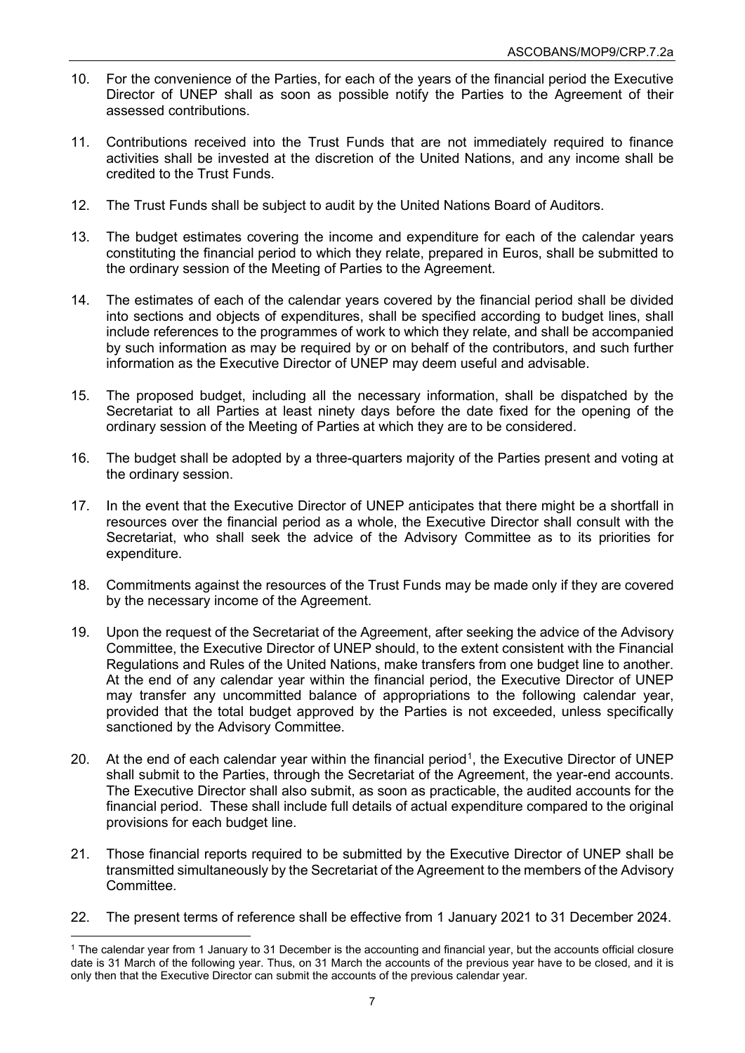10. For the convenience of the Parties, for each of the years of the financial period the Executive Director of UNEP shall as soon as possible notify the Parties to the Agreement of their assessed contributions.

11. Contributions received into the Trust Funds that are not immediately required to finance activities shall be invested at the discretion of the United Nations, and any income shall be credited to the Trust Funds.

12. The Trust Funds shall be subject to audit by the United Nations Board of Auditors.

13. The budget estimates covering the income and expenditure for each of the calendar years constituting the financial period to which they relate, prepared in Euros, shall be submitted to the ordinary session of the Meeting of Parties to the Agreement.

14. The estimates of each of the calendar years covered by the financial period shall be divided into sections and objects of expenditures, shall be specified according to budget lines, shall include references to the programmes of work to which they relate, and shall be accompanied by such information as may be required by or on behalf of the contributors, and such further information as the Executive Director of UNEP may deem useful and advisable.

15. The proposed budget, including all the necessary information, shall be dispatched by the Secretariat to all Parties at least ninety days before the date fixed for the opening of the ordinary session of the Meeting of Parties at which they are to be considered.

16. The budget shall be adopted by a three-quarters majority of the Parties present and voting at the ordinary session.

17. In the event that the Executive Director of UNEP anticipates that there might be a shortfall in resources over the financial period as a whole, the Executive Director shall consult with the Secretariat, who shall seek the advice of the Advisory Committee as to its priorities for expenditure.

18. Commitments against the resources of the Trust Funds may be made only if they are covered by the necessary income of the Agreement.

19. Upon the request of the Secretariat of the Agreement, after seeking the advice of the Advisory Committee, the Executive Director of UNEP should, to the extent consistent with the Financial Regulations and Rules of the United Nations, make transfers from one budget line to another. At the end of any calendar year within the financial period, the Executive Director of UNEP may transfer any uncommitted balance of appropriations to the following calendar year, provided that the total budget approved by the Parties is not exceeded, unless specifically sanctioned by the Advisory Committee.

20. At the end of each calendar year within the financial period[1], the Executive Director of UNEP shall submit to the Parties, through the Secretariat of the Agreement, the year-end accounts. The Executive Director shall also submit, as soon as practicable, the audited accounts for the financial period. These shall include full details of actual expenditure compared to the original provisions for each budget line.

21. Those financial reports required to be submitted by the Executive Director of UNEP shall be transmitted simultaneously by the Secretariat of the Agreement to the members of the Advisory Committee.

22. The present terms of reference shall be effective from 1 January 2021 to 31 December 2024.

[1] The calendar year from 1 January to 31 December is the accounting and financial year, but the accounts official closure date is 31 March of the following year. Thus, on 31 March the accounts of the previous year have to be closed, and it is only then that the Executive Director can submit the accounts of the previous calendar year.